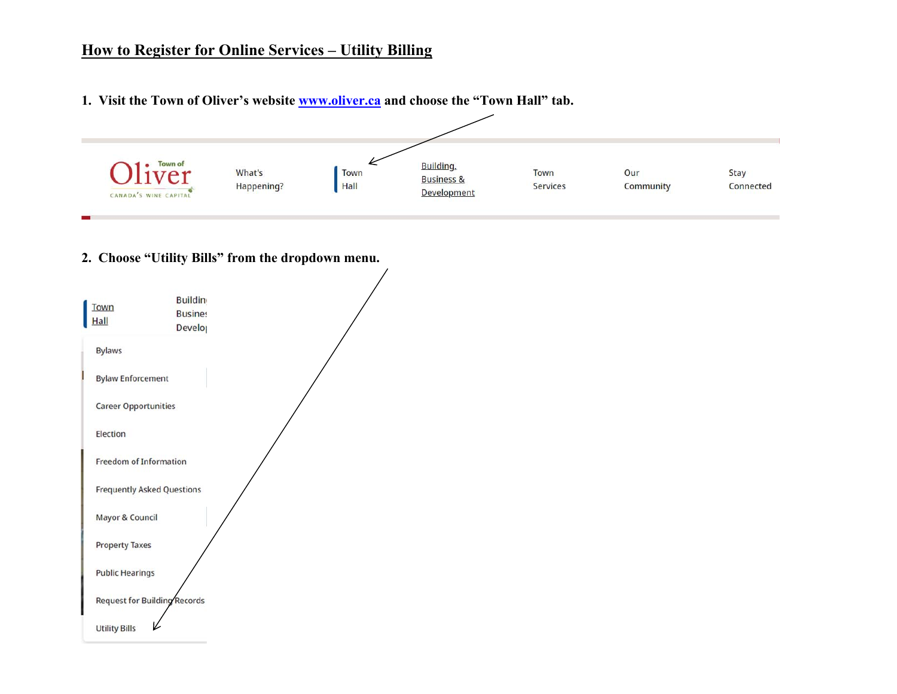# How to Register for Online Services – Utility Billing

1. **Visit the Town of Oliver's website [www.oliver.ca](http://www.oliver.ca) and choose the "Town Hall" tab.**

Town of Oliver CANADA'S WINE CAPITAL | What's Happening? | Town Hall | Building, Business & Development | Town Services | Our Community | Stay Connected

2. **Choose "Utility Bills" from the dropdown menu.**

Town Hall | Building, Business & Development

- Bylaws
- Bylaw Enforcement
- Career Opportunities
- Election
- Freedom of Information
- Frequently Asked Questions
- Mayor & Council
- Property Taxes
- Public Hearings
- Request for Building Records
- Utility Bills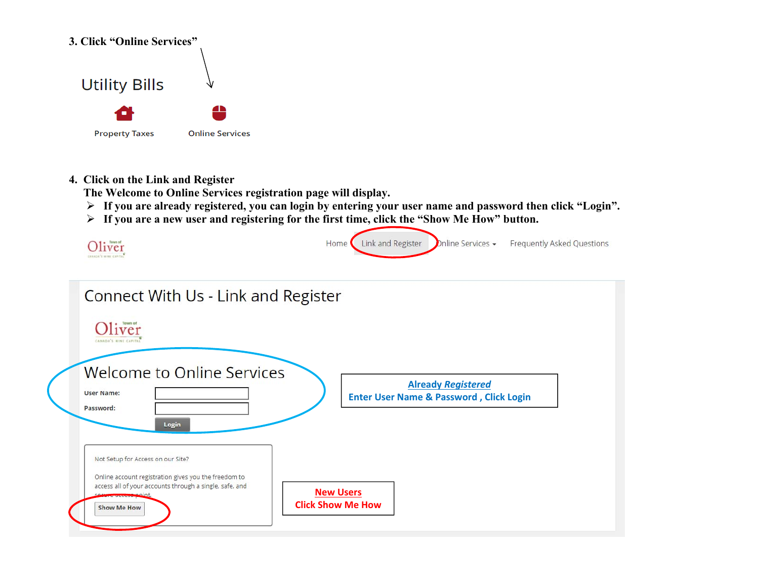3. Click “Online Services”

Utility Bills

Property Taxes Online Services

4. Click on the Link and Register
   The Welcome to Online Services registration page will display.
   - If you are already registered, you can login by entering your user name and password then click “Login”.
   - If you are a new user and registering for the first time, click the “Show Me How” button.

Home Link and Register Online Services Frequently Asked Questions

Connect With Us - Link and Register

Welcome to Online Services

User Name:

Password:

Login

**Already Registered**
Enter User Name & Password , Click Login

Not Setup for Access on our Site?

Online account registration gives you the freedom to access all of your accounts through a single, safe, and secure access point.

Show Me How

**New Users**
Click Show Me How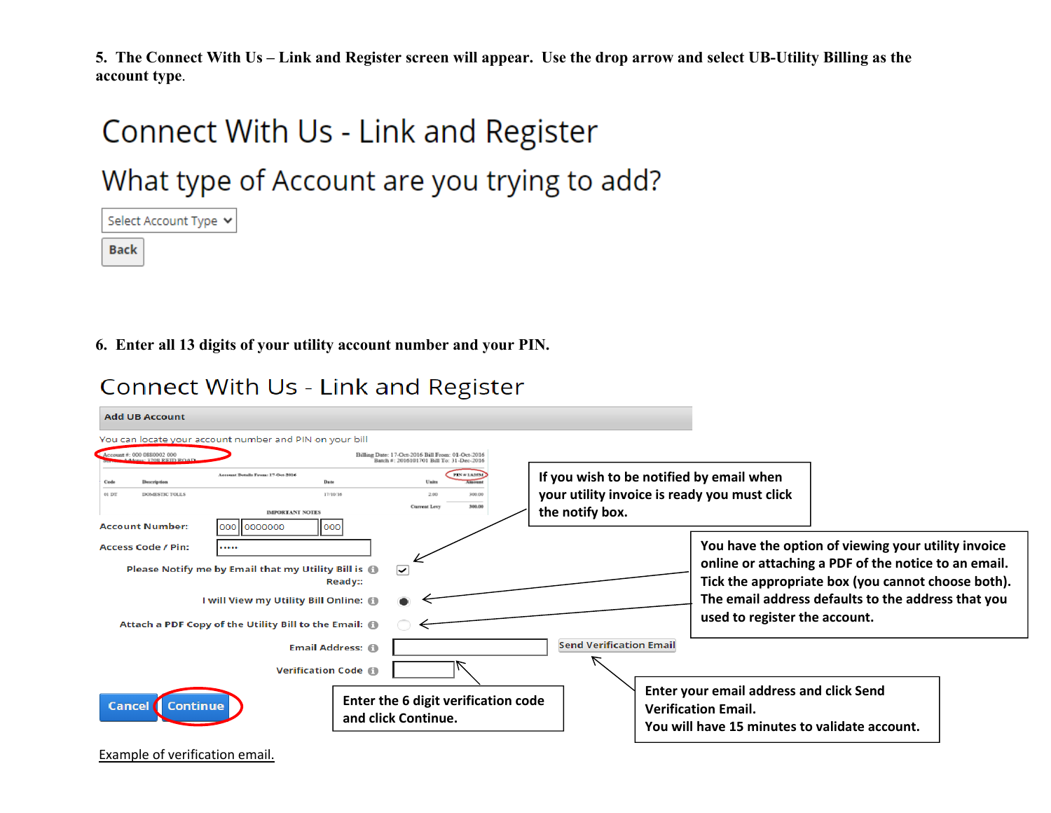**5. The Connect With Us – Link and Register screen will appear. Use the drop arrow and select UB-Utility Billing as the account type.**

# Connect With Us - Link and Register

## What type of Account are you trying to add?

Select Account Type

Back

**6. Enter all 13 digits of your utility account number and your PIN.**

# Connect With Us - Link and Register

**Add UB Account**

You can locate your account number and PIN on your bill

Account Number: 000 0000000 000

Access Code / Pin: •••••

Please Notify me by Email that my Utility Bill is Ready::

I will View my Utility Bill Online:

Attach a PDF Copy of the Utility Bill to the Email:

Email Address:

Send Verification Email

Verification Code

Cancel Continue

If you wish to be notified by email when your utility invoice is ready you must click the notify box.

You have the option of viewing your utility invoice online or attaching a PDF of the notice to an email. Tick the appropriate box (you cannot choose both). The email address defaults to the address that you used to register the account.

Enter the 6 digit verification code and click Continue.

Enter your email address and click Send Verification Email.
You will have 15 minutes to validate account.

Example of verification email.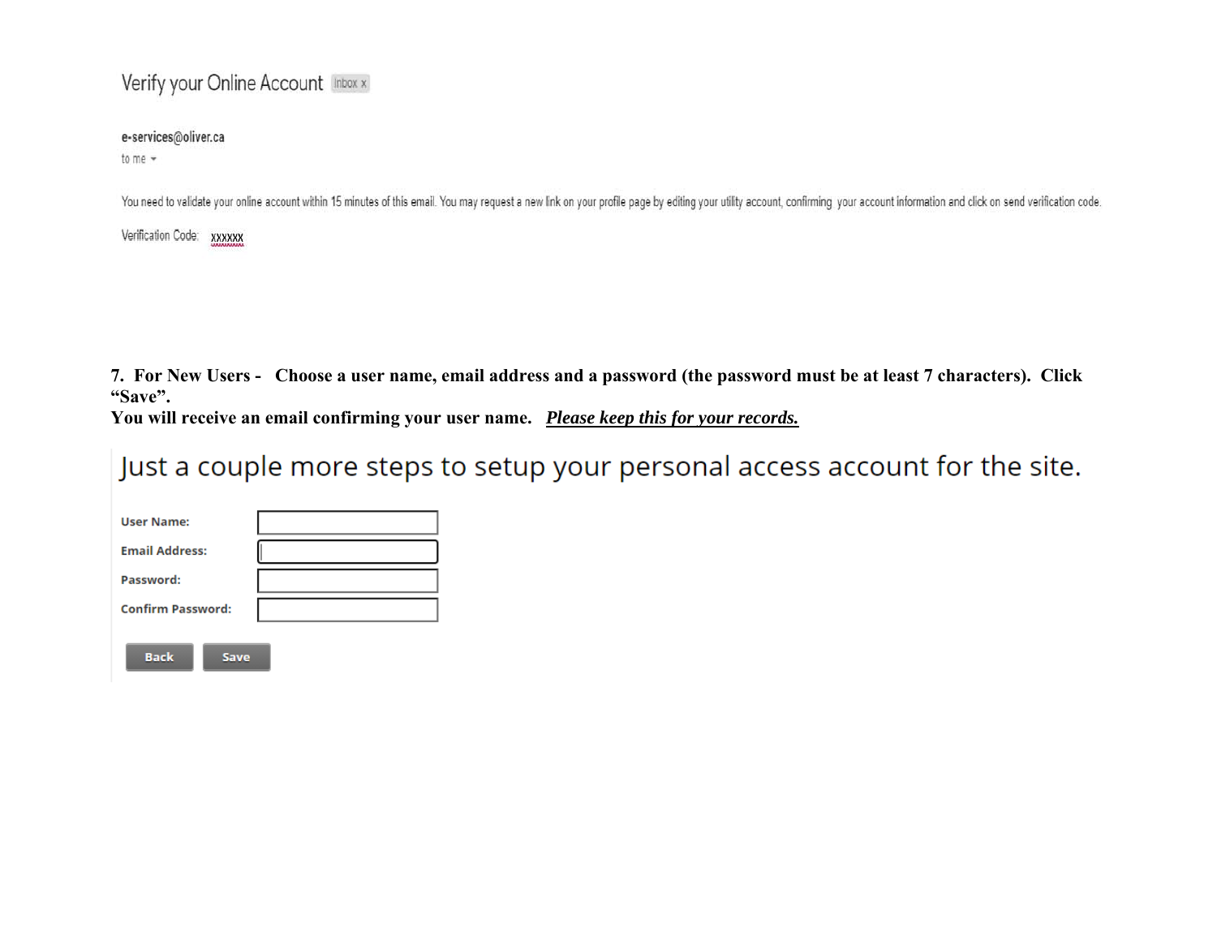Verify your Online Account Inbox x

e-services@oliver.ca

to me

You need to validate your online account within 15 minutes of this email. You may request a new link on your profile page by editing your utility account, confirming your account information and click on send verification code.

Verification Code: xxxxxx

**7. For New Users - Choose a user name, email address and a password (the password must be at least 7 characters). Click "Save".**

**You will receive an email confirming your user name.** ***<u>Please keep this for your records.</u>***

Just a couple more steps to setup your personal access account for the site.

**User Name:**

**Email Address:**

**Password:**

**Confirm Password:**

Back Save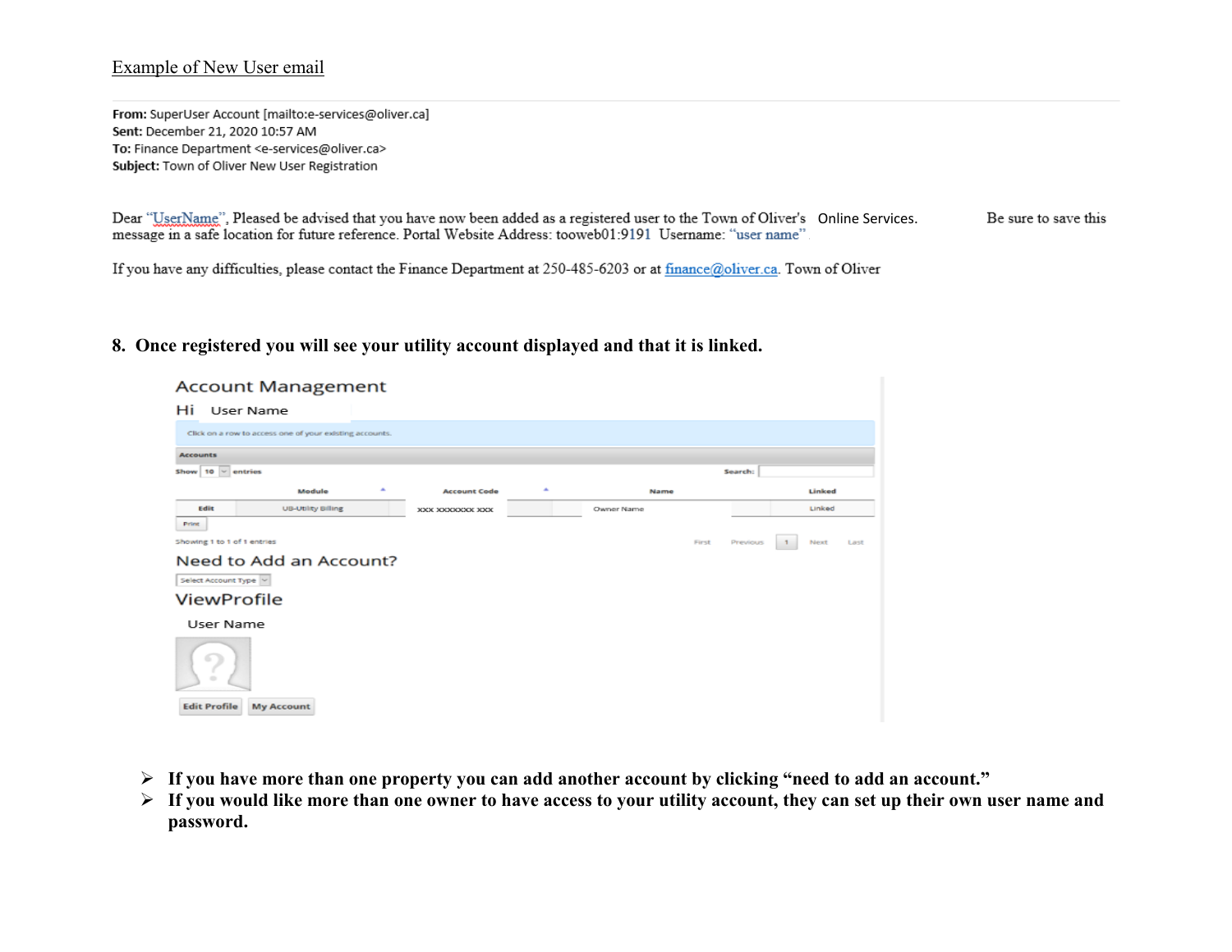<u>Example of New User email</u>

**From:** SuperUser Account [mailto:e-services@oliver.ca]
**Sent:** December 21, 2020 10:57 AM
**To:** Finance Department <e-services@oliver.ca>
**Subject:** Town of Oliver New User Registration

Dear "UserName", Pleased be advised that you have now been added as a registered user to the Town of Oliver's Online Services. Be sure to save this message in a safe location for future reference. Portal Website Address: tooweb01:9191 Username: "user name"

If you have any difficulties, please contact the Finance Department at 250-485-6203 or at finance@oliver.ca. Town of Oliver

**8. Once registered you will see your utility account displayed and that it is linked.**

Account Management

Hi User Name

Click on a row to access one of your existing accounts.

Accounts

Show 10 entries Search:

| | Module | Account Code | Name | Linked |
|---|---|---|---|---|
| Edit | UB-Utility Billing | XXX XXXXXXX XXX | Owner Name | Linked |

Print

Showing 1 to 1 of 1 entries First Previous 1 Next Last

Need to Add an Account?

Select Account Type

ViewProfile

User Name

Edit Profile My Account

- **If you have more than one property you can add another account by clicking "need to add an account."**
- **If you would like more than one owner to have access to your utility account, they can set up their own user name and password.**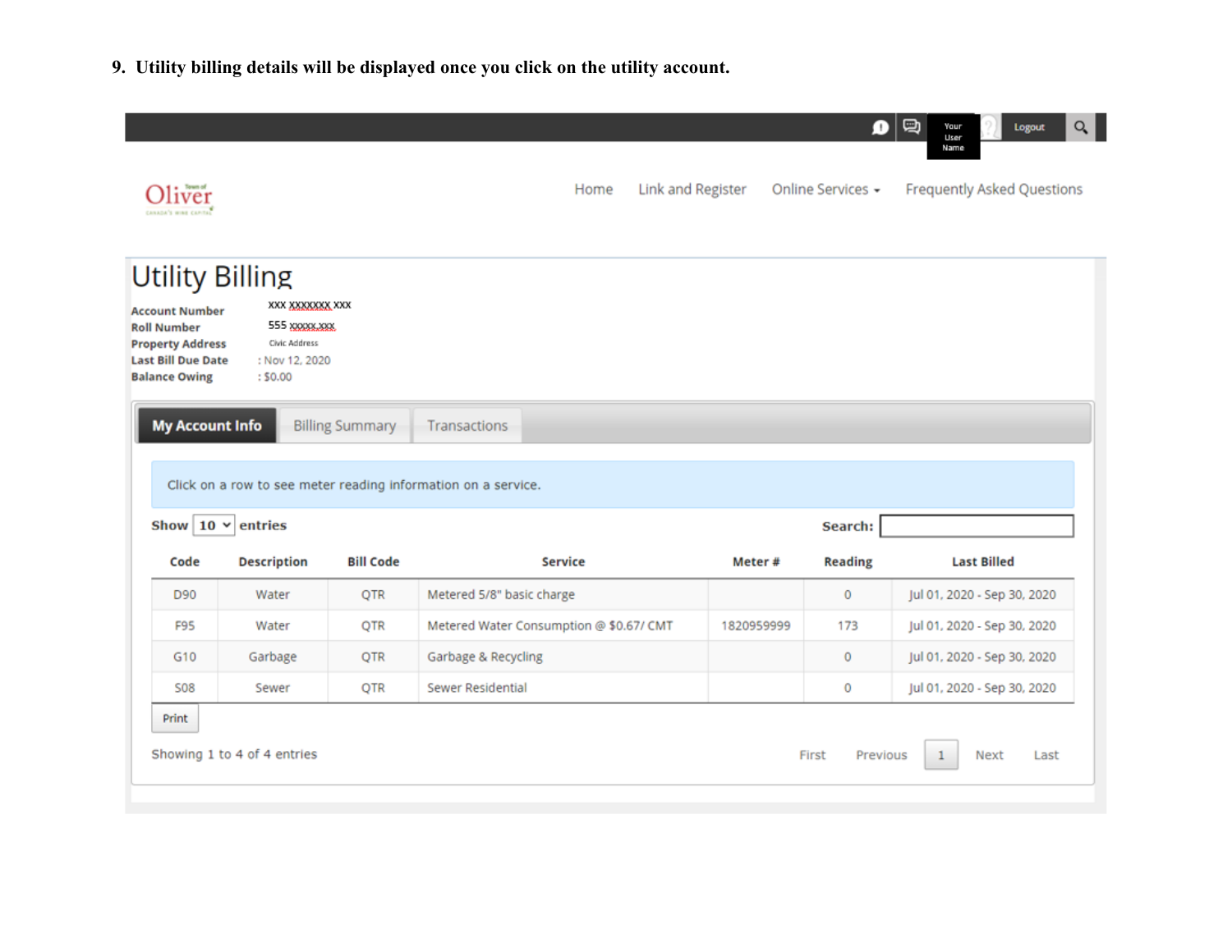9. **Utility billing details will be displayed once you click on the utility account.**

Your User Name | Logout

Oliver

Home | Link and Register | Online Services | Frequently Asked Questions

# Utility Billing

**Account Number** xxx xxxxxxx xxx
**Roll Number** 555 xxxxx.xxx
**Property Address** Civic Address
**Last Bill Due Date** : Nov 12, 2020
**Balance Owing** : $0.00

**My Account Info** | Billing Summary | Transactions

Click on a row to see meter reading information on a service.

**Show** 10 **entries** **Search:**

| Code | Description | Bill Code | Service | Meter # | Reading | Last Billed |
|---|---|---|---|---|---|---|
| D90 | Water | QTR | Metered 5/8" basic charge | | 0 | Jul 01, 2020 - Sep 30, 2020 |
| F95 | Water | QTR | Metered Water Consumption @ $0.67/ CMT | 1820959999 | 173 | Jul 01, 2020 - Sep 30, 2020 |
| G10 | Garbage | QTR | Garbage & Recycling | | 0 | Jul 01, 2020 - Sep 30, 2020 |
| S08 | Sewer | QTR | Sewer Residential | | 0 | Jul 01, 2020 - Sep 30, 2020 |

Print

Showing 1 to 4 of 4 entries

First Previous 1 Next Last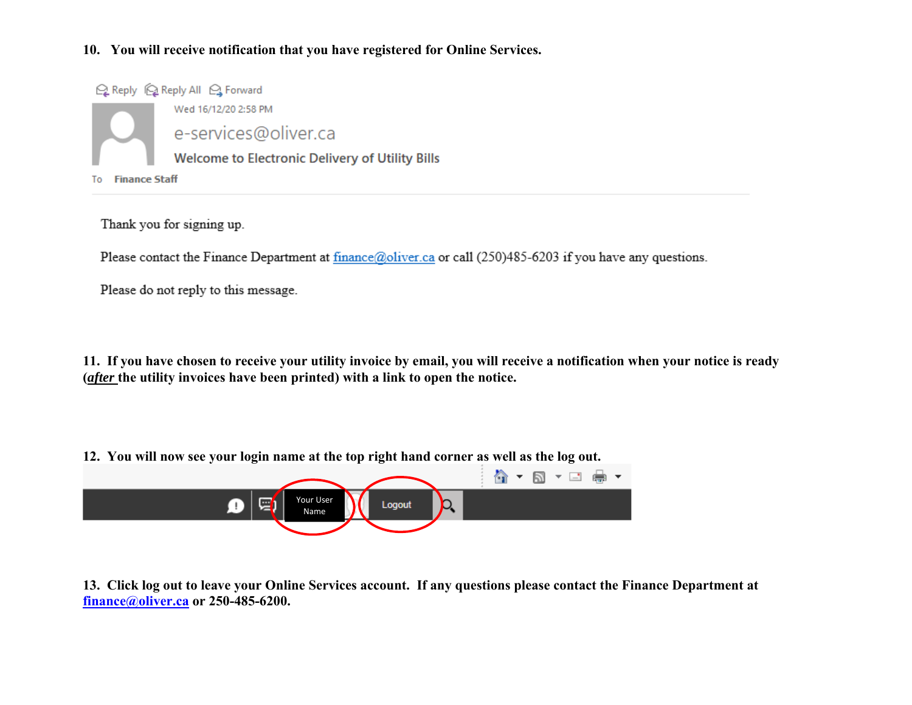**10. You will receive notification that you have registered for Online Services.**

Reply   Reply All   Forward

Wed 16/12/20 2:58 PM

e-services@oliver.ca

Welcome to Electronic Delivery of Utility Bills

To   Finance Staff

Thank you for signing up.

Please contact the Finance Department at finance@oliver.ca or call (250)485-6203 if you have any questions.

Please do not reply to this message.

**11. If you have chosen to receive your utility invoice by email, you will receive a notification when your notice is ready (*after* the utility invoices have been printed) with a link to open the notice.**

**12. You will now see your login name at the top right hand corner as well as the log out.**

Your User Name

Logout

**13. Click log out to leave your Online Services account. If any questions please contact the Finance Department at finance@oliver.ca or 250-485-6200.**